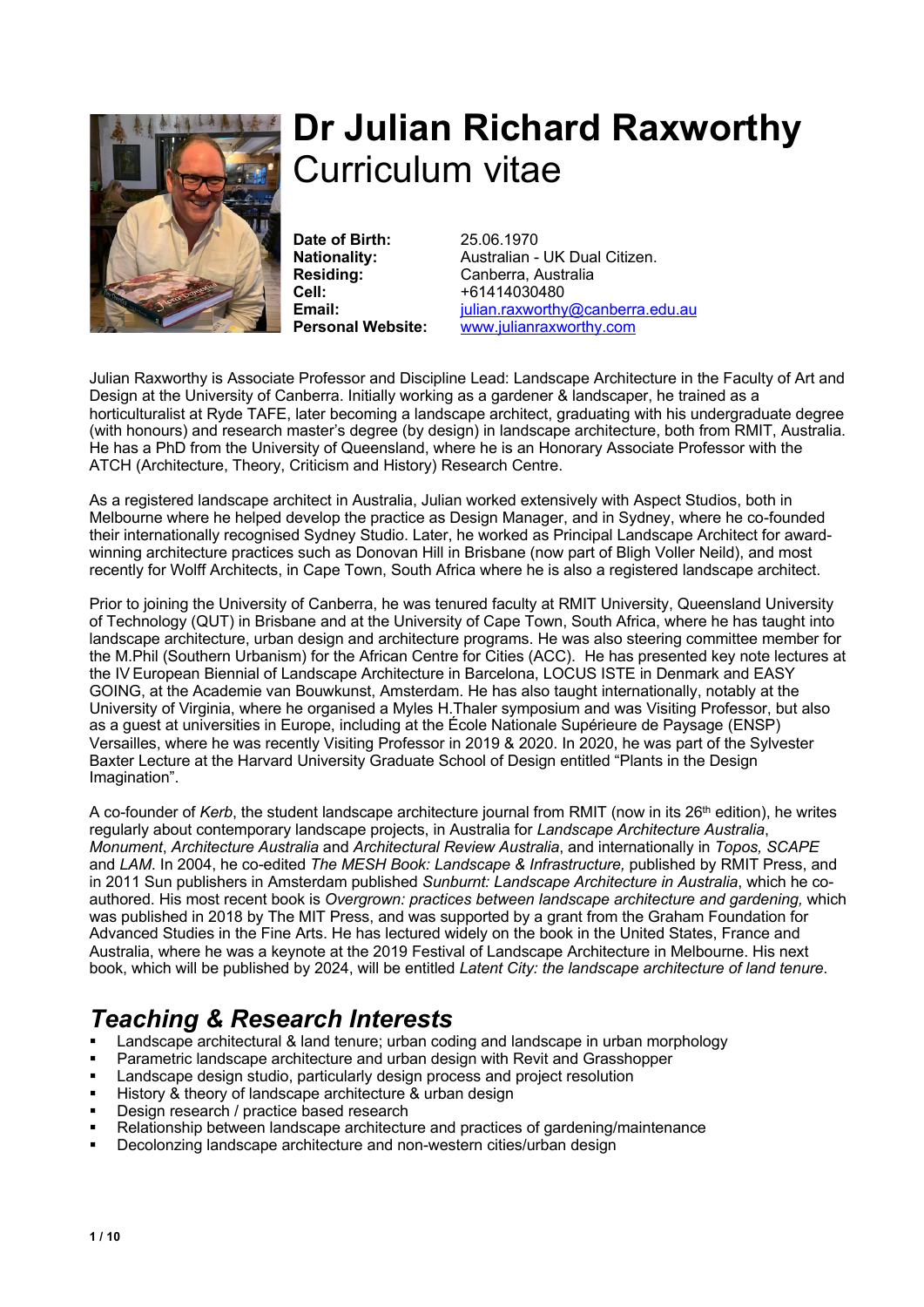# Dr Julian Richard Raxworthy
Curriculum vitae

**Date of Birth:** 25.06.1970
**Nationality:** Australian - UK Dual Citizen.
**Residing:** Canberra, Australia
**Cell:** +61414030480
**Email:** julian.raxworthy@canberra.edu.au
**Personal Website:** www.julianraxworthy.com

Julian Raxworthy is Associate Professor and Discipline Lead: Landscape Architecture in the Faculty of Art and Design at the University of Canberra. Initially working as a gardener & landscaper, he trained as a horticulturalist at Ryde TAFE, later becoming a landscape architect, graduating with his undergraduate degree (with honours) and research master's degree (by design) in landscape architecture, both from RMIT, Australia. He has a PhD from the University of Queensland, where he is an Honorary Associate Professor with the ATCH (Architecture, Theory, Criticism and History) Research Centre.

As a registered landscape architect in Australia, Julian worked extensively with Aspect Studios, both in Melbourne where he helped develop the practice as Design Manager, and in Sydney, where he co-founded their internationally recognised Sydney Studio. Later, he worked as Principal Landscape Architect for award-winning architecture practices such as Donovan Hill in Brisbane (now part of Bligh Voller Neild), and most recently for Wolff Architects, in Cape Town, South Africa where he is also a registered landscape architect.

Prior to joining the University of Canberra, he was tenured faculty at RMIT University, Queensland University of Technology (QUT) in Brisbane and at the University of Cape Town, South Africa, where he has taught into landscape architecture, urban design and architecture programs. He was also steering committee member for the M.Phil (Southern Urbanism) for the African Centre for Cities (ACC). He has presented key note lectures at the IV European Biennial of Landscape Architecture in Barcelona, LOCUS ISTE in Denmark and EASY GOING, at the Academie van Bouwkunst, Amsterdam. He has also taught internationally, notably at the University of Virginia, where he organised a Myles H.Thaler symposium and was Visiting Professor, but also as a guest at universities in Europe, including at the École Nationale Supérieure de Paysage (ENSP) Versailles, where he was recently Visiting Professor in 2019 & 2020. In 2020, he was part of the Sylvester Baxter Lecture at the Harvard University Graduate School of Design entitled "Plants in the Design Imagination".

A co-founder of *Kerb*, the student landscape architecture journal from RMIT (now in its 26th edition), he writes regularly about contemporary landscape projects, in Australia for *Landscape Architecture Australia*, *Monument*, *Architecture Australia* and *Architectural Review Australia*, and internationally in *Topos, SCAPE* and *LAM*. In 2004, he co-edited *The MESH Book: Landscape & Infrastructure,* published by RMIT Press, and in 2011 Sun publishers in Amsterdam published *Sunburnt: Landscape Architecture in Australia*, which he co-authored. His most recent book is *Overgrown: practices between landscape architecture and gardening,* which was published in 2018 by The MIT Press, and was supported by a grant from the Graham Foundation for Advanced Studies in the Fine Arts. He has lectured widely on the book in the United States, France and Australia, where he was a keynote at the 2019 Festival of Landscape Architecture in Melbourne. His next book, which will be published by 2024, will be entitled *Latent City: the landscape architecture of land tenure*.

## *Teaching & Research Interests*

- Landscape architectural & land tenure; urban coding and landscape in urban morphology
- Parametric landscape architecture and urban design with Revit and Grasshopper
- Landscape design studio, particularly design process and project resolution
- History & theory of landscape architecture & urban design
- Design research / practice based research
- Relationship between landscape architecture and practices of gardening/maintenance
- Decolonzing landscape architecture and non-western cities/urban design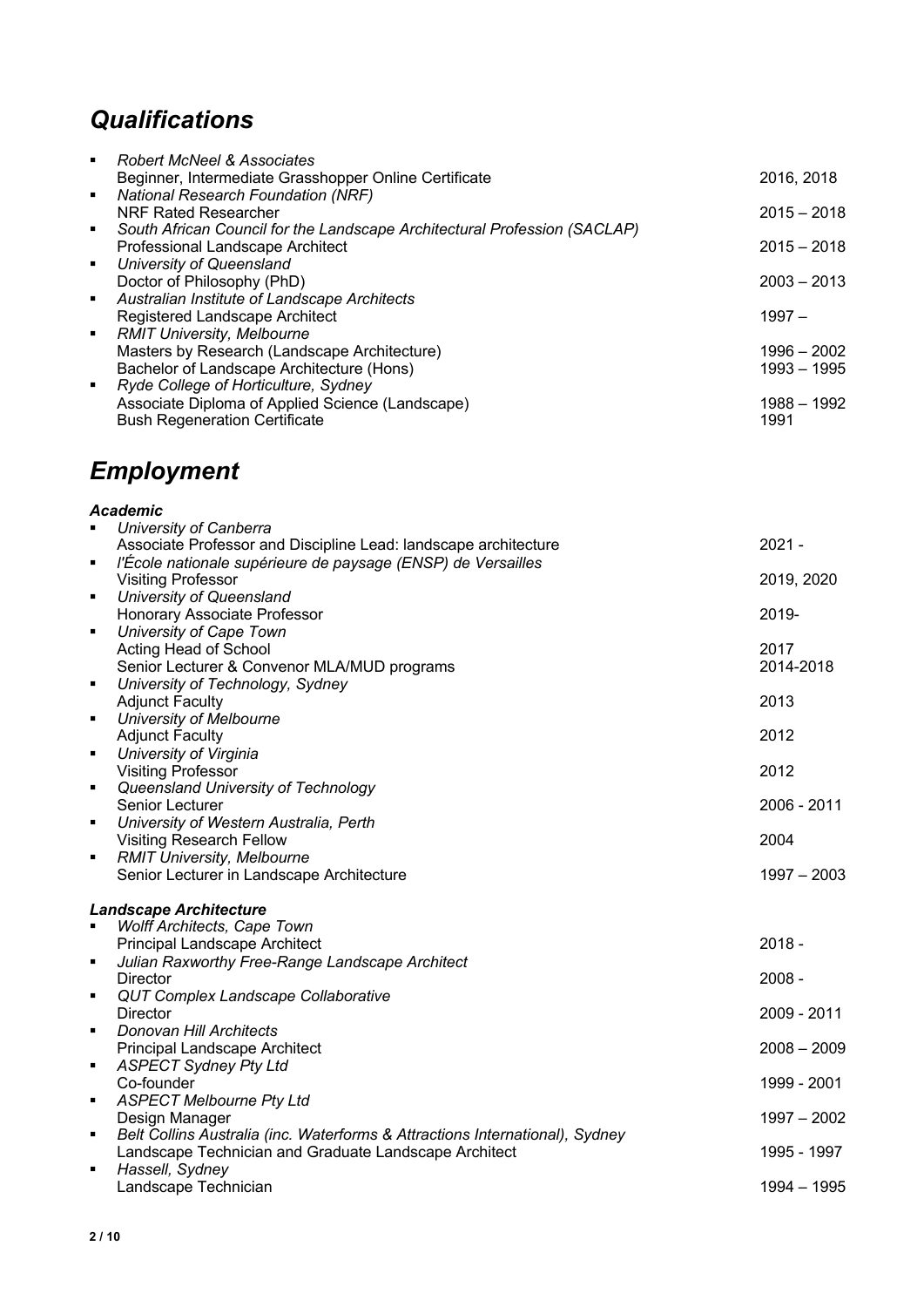## *Qualifications*

- *Robert McNeel & Associates*
  Beginner, Intermediate Grasshopper Online Certificate — 2016, 2018
- *National Research Foundation (NRF)*
  NRF Rated Researcher — 2015 – 2018
- *South African Council for the Landscape Architectural Profession (SACLAP)*
  Professional Landscape Architect — 2015 – 2018
- *University of Queensland*
  Doctor of Philosophy (PhD) — 2003 – 2013
- *Australian Institute of Landscape Architects*
  Registered Landscape Architect — 1997 –
- *RMIT University, Melbourne*
  Masters by Research (Landscape Architecture) — 1996 – 2002
  Bachelor of Landscape Architecture (Hons) — 1993 – 1995
- *Ryde College of Horticulture, Sydney*
  Associate Diploma of Applied Science (Landscape) — 1988 – 1992
  Bush Regeneration Certificate — 1991

## *Employment*

### *Academic*

- *University of Canberra*
  Associate Professor and Discipline Lead: landscape architecture — 2021 -
- *l'École nationale supérieure de paysage (ENSP) de Versailles*
  Visiting Professor — 2019, 2020
- *University of Queensland*
  Honorary Associate Professor — 2019-
- *University of Cape Town*
  Acting Head of School — 2017
  Senior Lecturer & Convenor MLA/MUD programs — 2014-2018
- *University of Technology, Sydney*
  Adjunct Faculty — 2013
- *University of Melbourne*
  Adjunct Faculty — 2012
- *University of Virginia*
  Visiting Professor — 2012
- *Queensland University of Technology*
  Senior Lecturer — 2006 - 2011
- *University of Western Australia, Perth*
  Visiting Research Fellow — 2004
- *RMIT University, Melbourne*
  Senior Lecturer in Landscape Architecture — 1997 – 2003

### *Landscape Architecture*

- *Wolff Architects, Cape Town*
  Principal Landscape Architect — 2018 -
- *Julian Raxworthy Free-Range Landscape Architect*
  Director — 2008 -
- *QUT Complex Landscape Collaborative*
  Director — 2009 - 2011
- *Donovan Hill Architects*
  Principal Landscape Architect — 2008 – 2009
- *ASPECT Sydney Pty Ltd*
  Co-founder — 1999 - 2001
- *ASPECT Melbourne Pty Ltd*
  Design Manager — 1997 – 2002
- *Belt Collins Australia (inc. Waterforms & Attractions International), Sydney*
  Landscape Technician and Graduate Landscape Architect — 1995 - 1997
- *Hassell, Sydney*
  Landscape Technician — 1994 – 1995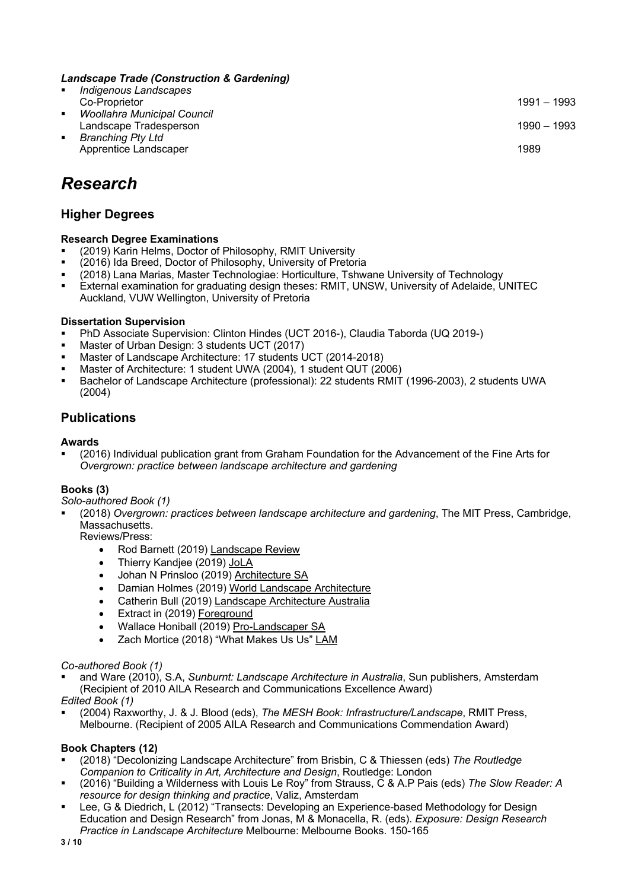***Landscape Trade (Construction & Gardening)***

- *Indigenous Landscapes*
  Co-Proprietor — 1991 – 1993
- *Woollahra Municipal Council*
  Landscape Tradesperson — 1990 – 1993
- *Branching Pty Ltd*
  Apprentice Landscaper — 1989

# *Research*

## Higher Degrees

**Research Degree Examinations**

- (2019) Karin Helms, Doctor of Philosophy, RMIT University
- (2016) Ida Breed, Doctor of Philosophy, University of Pretoria
- (2018) Lana Marias, Master Technologiae: Horticulture, Tshwane University of Technology
- External examination for graduating design theses: RMIT, UNSW, University of Adelaide, UNITEC Auckland, VUW Wellington, University of Pretoria

**Dissertation Supervision**

- PhD Associate Supervision: Clinton Hindes (UCT 2016-), Claudia Taborda (UQ 2019-)
- Master of Urban Design: 3 students UCT (2017)
- Master of Landscape Architecture: 17 students UCT (2014-2018)
- Master of Architecture: 1 student UWA (2004), 1 student QUT (2006)
- Bachelor of Landscape Architecture (professional): 22 students RMIT (1996-2003), 2 students UWA (2004)

## Publications

**Awards**

- (2016) Individual publication grant from Graham Foundation for the Advancement of the Fine Arts for *Overgrown: practice between landscape architecture and gardening*

**Books (3)**

*Solo-authored Book (1)*

- (2018) *Overgrown: practices between landscape architecture and gardening*, The MIT Press, Cambridge, Massachusetts.
  Reviews/Press:
  - Rod Barnett (2019) Landscape Review
  - Thierry Kandjee (2019) JoLA
  - Johan N Prinsloo (2019) Architecture SA
  - Damian Holmes (2019) World Landscape Architecture
  - Catherin Bull (2019) Landscape Architecture Australia
  - Extract in (2019) Foreground
  - Wallace Honiball (2019) Pro-Landscaper SA
  - Zach Mortice (2018) "What Makes Us Us" LAM

*Co-authored Book (1)*

- and Ware (2010), S.A, *Sunburnt: Landscape Architecture in Australia*, Sun publishers, Amsterdam (Recipient of 2010 AILA Research and Communications Excellence Award)

*Edited Book (1)*

- (2004) Raxworthy, J. & J. Blood (eds), *The MESH Book: Infrastructure/Landscape*, RMIT Press, Melbourne. (Recipient of 2005 AILA Research and Communications Commendation Award)

**Book Chapters (12)**

- (2018) "Decolonizing Landscape Architecture" from Brisbin, C & Thiessen (eds) *The Routledge Companion to Criticality in Art, Architecture and Design*, Routledge: London
- (2016) "Building a Wilderness with Louis Le Roy" from Strauss, C & A.P Pais (eds) *The Slow Reader: A resource for design thinking and practice*, Valiz, Amsterdam
- Lee, G & Diedrich, L (2012) "Transects: Developing an Experience-based Methodology for Design Education and Design Research" from Jonas, M & Monacella, R. (eds). *Exposure: Design Research Practice in Landscape Architecture* Melbourne: Melbourne Books. 150-165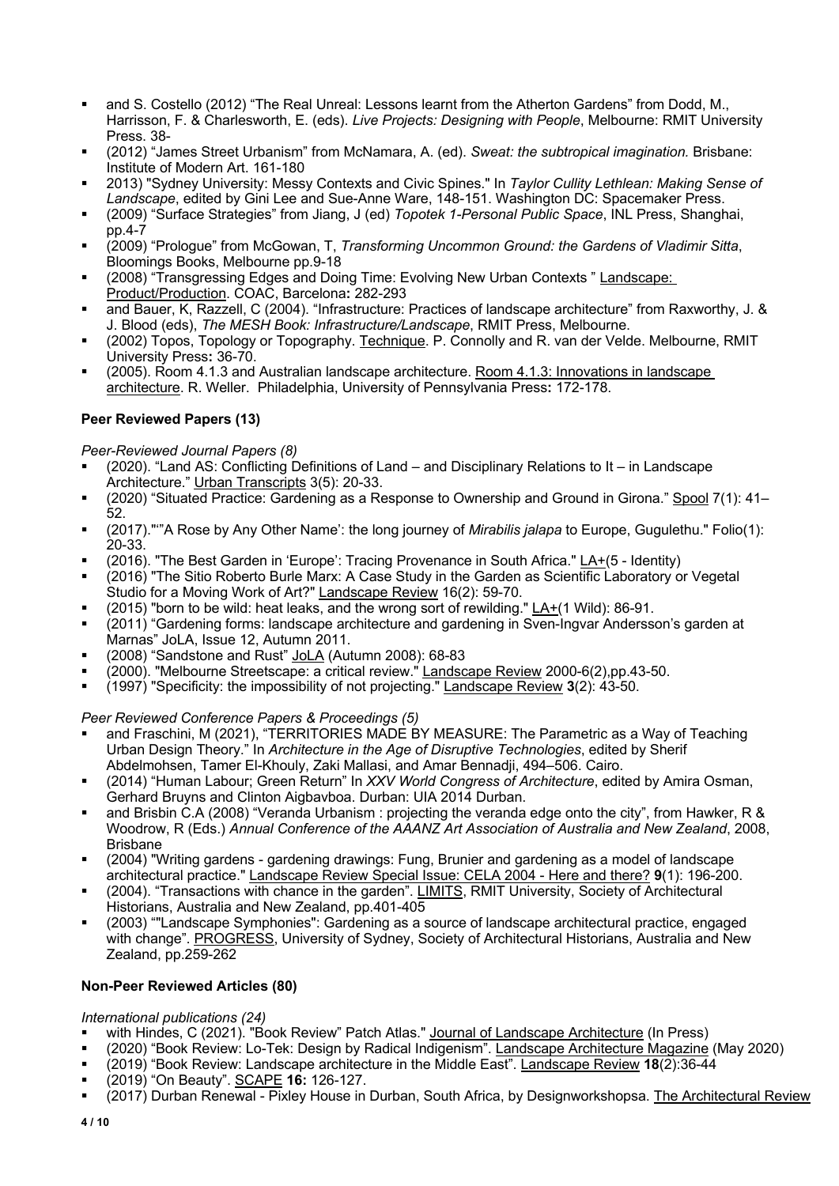- and S. Costello (2012) "The Real Unreal: Lessons learnt from the Atherton Gardens" from Dodd, M., Harrisson, F. & Charlesworth, E. (eds). *Live Projects: Designing with People*, Melbourne: RMIT University Press. 38-
- (2012) "James Street Urbanism" from McNamara, A. (ed). *Sweat: the subtropical imagination.* Brisbane: Institute of Modern Art. 161-180
- 2013) "Sydney University: Messy Contexts and Civic Spines." In *Taylor Cullity Lethlean: Making Sense of Landscape*, edited by Gini Lee and Sue-Anne Ware, 148-151. Washington DC: Spacemaker Press.
- (2009) "Surface Strategies" from Jiang, J (ed) *Topotek 1-Personal Public Space*, INL Press, Shanghai, pp.4-7
- (2009) "Prologue" from McGowan, T, *Transforming Uncommon Ground: the Gardens of Vladimir Sitta*, Bloomings Books, Melbourne pp.9-18
- (2008) "Transgressing Edges and Doing Time: Evolving New Urban Contexts " Landscape: Product/Production. COAC, Barcelona**:** 282-293
- and Bauer, K, Razzell, C (2004). "Infrastructure: Practices of landscape architecture" from Raxworthy, J. & J. Blood (eds), *The MESH Book: Infrastructure/Landscape*, RMIT Press, Melbourne.
- (2002) Topos, Topology or Topography. Technique. P. Connolly and R. van der Velde. Melbourne, RMIT University Press**:** 36-70.
- (2005). Room 4.1.3 and Australian landscape architecture. Room 4.1.3: Innovations in landscape architecture. R. Weller. Philadelphia, University of Pennsylvania Press**:** 172-178.

**Peer Reviewed Papers (13)**

*Peer-Reviewed Journal Papers (8)*

- (2020). "Land AS: Conflicting Definitions of Land – and Disciplinary Relations to It – in Landscape Architecture." Urban Transcripts 3(5): 20-33.
- (2020) "Situated Practice: Gardening as a Response to Ownership and Ground in Girona." Spool 7(1): 41–52.
- (2017).""'A Rose by Any Other Name': the long journey of *Mirabilis jalapa* to Europe, Gugulethu." Folio(1): 20-33.
- (2016). "The Best Garden in 'Europe': Tracing Provenance in South Africa." LA+(5 - Identity)
- (2016) "The Sitio Roberto Burle Marx: A Case Study in the Garden as Scientific Laboratory or Vegetal Studio for a Moving Work of Art?" Landscape Review 16(2): 59-70.
- (2015) "born to be wild: heat leaks, and the wrong sort of rewilding." LA+(1 Wild): 86-91.
- (2011) "Gardening forms: landscape architecture and gardening in Sven-Ingvar Andersson's garden at Marnas" JoLA, Issue 12, Autumn 2011.
- (2008) "Sandstone and Rust" JoLA (Autumn 2008): 68-83
- (2000). "Melbourne Streetscape: a critical review." Landscape Review 2000-6(2),pp.43-50.
- (1997) "Specificity: the impossibility of not projecting." Landscape Review **3**(2): 43-50.

*Peer Reviewed Conference Papers & Proceedings (5)*

- and Fraschini, M (2021), "TERRITORIES MADE BY MEASURE: The Parametric as a Way of Teaching Urban Design Theory." In *Architecture in the Age of Disruptive Technologies*, edited by Sherif Abdelmohsen, Tamer El-Khouly, Zaki Mallasi, and Amar Bennadji, 494–506. Cairo.
- (2014) "Human Labour; Green Return" In *XXV World Congress of Architecture*, edited by Amira Osman, Gerhard Bruyns and Clinton Aigbavboa. Durban: UIA 2014 Durban.
- and Brisbin C.A (2008) "Veranda Urbanism : projecting the veranda edge onto the city", from Hawker, R & Woodrow, R (Eds.) *Annual Conference of the AAANZ Art Association of Australia and New Zealand*, 2008, Brisbane
- (2004) "Writing gardens - gardening drawings: Fung, Brunier and gardening as a model of landscape architectural practice." Landscape Review Special Issue: CELA 2004 - Here and there? **9**(1): 196-200.
- (2004). "Transactions with chance in the garden". LIMITS, RMIT University, Society of Architectural Historians, Australia and New Zealand, pp.401-405
- (2003) ""Landscape Symphonies": Gardening as a source of landscape architectural practice, engaged with change". PROGRESS, University of Sydney, Society of Architectural Historians, Australia and New Zealand, pp.259-262

**Non-Peer Reviewed Articles (80)**

*International publications (24)*

- with Hindes, C (2021). "Book Review" Patch Atlas." Journal of Landscape Architecture (In Press)
- (2020) "Book Review: Lo-Tek: Design by Radical Indigenism". Landscape Architecture Magazine (May 2020)
- (2019) "Book Review: Landscape architecture in the Middle East". Landscape Review **18**(2):36-44
- (2019) "On Beauty". SCAPE **16:** 126-127.
- (2017) Durban Renewal - Pixley House in Durban, South Africa, by Designworkshopsa. The Architectural Review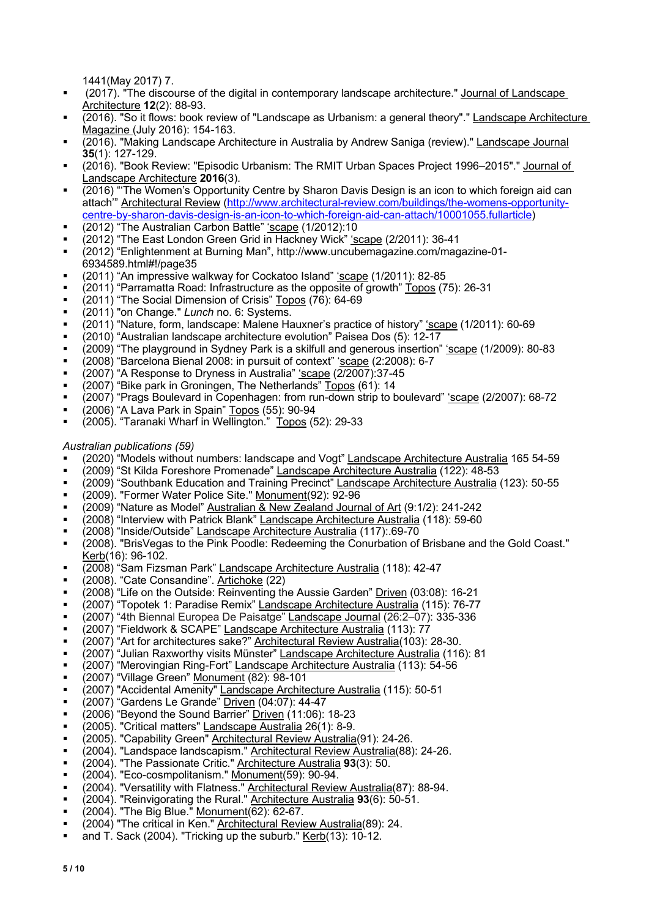1441(May 2017) 7.

- (2017). "The discourse of the digital in contemporary landscape architecture." Journal of Landscape Architecture **12**(2): 88-93.
- (2016). "So it flows: book review of "Landscape as Urbanism: a general theory"." Landscape Architecture Magazine (July 2016): 154-163.
- (2016). "Making Landscape Architecture in Australia by Andrew Saniga (review)." Landscape Journal **35**(1): 127-129.
- (2016). "Book Review: "Episodic Urbanism: The RMIT Urban Spaces Project 1996–2015"." Journal of Landscape Architecture **2016**(3).
- (2016) "'The Women's Opportunity Centre by Sharon Davis Design is an icon to which foreign aid can attach'" Architectural Review (http://www.architectural-review.com/buildings/the-womens-opportunity-centre-by-sharon-davis-design-is-an-icon-to-which-foreign-aid-can-attach/10001055.fullarticle)
- (2012) "The Australian Carbon Battle" 'scape (1/2012):10
- (2012) "The East London Green Grid in Hackney Wick" 'scape (2/2011): 36-41
- (2012) "Enlightenment at Burning Man", http://www.uncubemagazine.com/magazine-01-6934589.html#!/page35
- (2011) "An impressive walkway for Cockatoo Island" 'scape (1/2011): 82-85
- (2011) "Parramatta Road: Infrastructure as the opposite of growth" Topos (75): 26-31
- (2011) "The Social Dimension of Crisis" Topos (76): 64-69
- (2011) "on Change." *Lunch* no. 6: Systems.
- (2011) "Nature, form, landscape: Malene Hauxner's practice of history" 'scape (1/2011): 60-69
- (2010) "Australian landscape architecture evolution" Paisea Dos (5): 12-17
- (2009) "The playground in Sydney Park is a skilfull and generous insertion" 'scape (1/2009): 80-83
- (2008) "Barcelona Bienal 2008: in pursuit of context" 'scape (2:2008): 6-7
- (2007) "A Response to Dryness in Australia" 'scape (2/2007):37-45
- (2007) "Bike park in Groningen, The Netherlands" Topos (61): 14
- (2007) "Prags Boulevard in Copenhagen: from run-down strip to boulevard" 'scape (2/2007): 68-72
- (2006) "A Lava Park in Spain" Topos (55): 90-94
- (2005). "Taranaki Wharf in Wellington." Topos (52): 29-33

*Australian publications (59)*

- (2020) "Models without numbers: landscape and Vogt" Landscape Architecture Australia 165 54-59
- (2009) "St Kilda Foreshore Promenade" Landscape Architecture Australia (122): 48-53
- (2009) "Southbank Education and Training Precinct" Landscape Architecture Australia (123): 50-55
- (2009). "Former Water Police Site." Monument(92): 92-96
- (2009) "Nature as Model" Australian & New Zealand Journal of Art (9:1/2): 241-242
- (2008) "Interview with Patrick Blank" Landscape Architecture Australia (118): 59-60
- (2008) "Inside/Outside" Landscape Architecture Australia (117):.69-70
- (2008). "BrisVegas to the Pink Poodle: Redeeming the Conurbation of Brisbane and the Gold Coast." Kerb(16): 96-102.
- (2008) "Sam Fizsman Park" Landscape Architecture Australia (118): 42-47
- (2008). "Cate Consandine". Artichoke (22)
- (2008) "Life on the Outside: Reinventing the Aussie Garden" Driven (03:08): 16-21
- (2007) "Topotek 1: Paradise Remix" Landscape Architecture Australia (115): 76-77
- (2007) "4th Biennal Europea De Paisatge" Landscape Journal (26:2–07): 335-336
- (2007) "Fieldwork & SCAPE" Landscape Architecture Australia (113): 77
- (2007) "Art for architectures sake?" Architectural Review Australia(103): 28-30.
- (2007) "Julian Raxworthy visits Münster" Landscape Architecture Australia (116): 81
- (2007) "Merovingian Ring-Fort" Landscape Architecture Australia (113): 54-56
- (2007) "Village Green" Monument (82): 98-101
- (2007) "Accidental Amenity" Landscape Architecture Australia (115): 50-51
- (2007) "Gardens Le Grande" Driven (04:07): 44-47
- (2006) "Beyond the Sound Barrier" Driven (11:06): 18-23
- (2005). "Critical matters" Landscape Australia 26(1): 8-9.
- (2005). "Capability Green" Architectural Review Australia(91): 24-26.
- (2004). "Landspace landscapism." Architectural Review Australia(88): 24-26.
- (2004). "The Passionate Critic." Architecture Australia **93**(3): 50.
- (2004). "Eco-cosmpolitanism." Monument(59): 90-94.
- (2004). "Versatility with Flatness." Architectural Review Australia(87): 88-94.
- (2004). "Reinvigorating the Rural." Architecture Australia **93**(6): 50-51.
- (2004). "The Big Blue." Monument(62): 62-67.
- (2004) "The critical in Ken." Architectural Review Australia(89): 24.
- and T. Sack (2004). "Tricking up the suburb." Kerb(13): 10-12.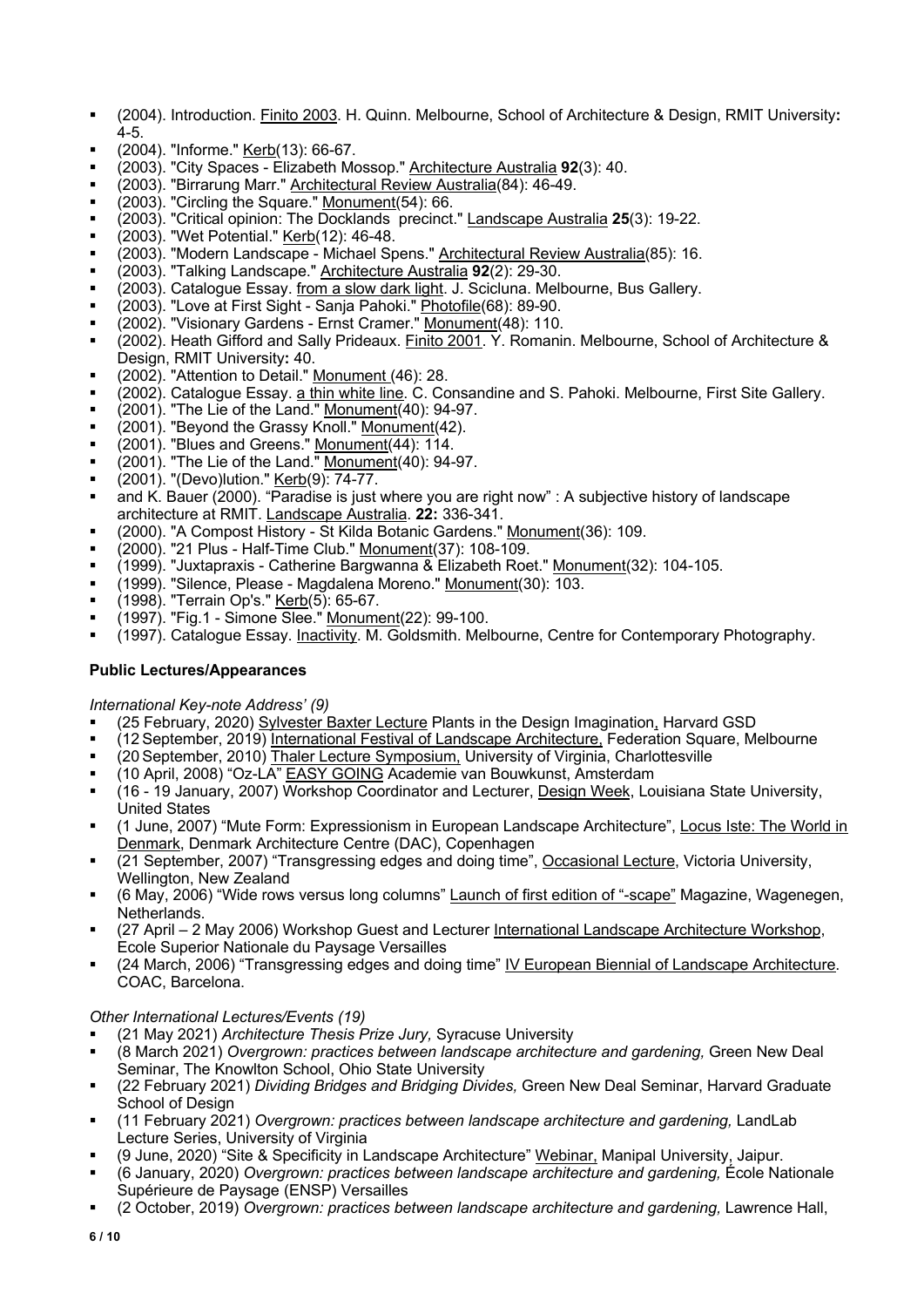- (2004). Introduction. Finito 2003. H. Quinn. Melbourne, School of Architecture & Design, RMIT University**:** 4-5.
- (2004). "Informe." Kerb(13): 66-67.
- (2003). "City Spaces - Elizabeth Mossop." Architecture Australia **92**(3): 40.
- (2003). "Birrarung Marr." Architectural Review Australia(84): 46-49.
- (2003). "Circling the Square." Monument(54): 66.
- (2003). "Critical opinion: The Docklands precinct." Landscape Australia **25**(3): 19-22.
- (2003). "Wet Potential." Kerb(12): 46-48.
- (2003). "Modern Landscape - Michael Spens." Architectural Review Australia(85): 16.
- (2003). "Talking Landscape." Architecture Australia **92**(2): 29-30.
- (2003). Catalogue Essay. from a slow dark light. J. Scicluna. Melbourne, Bus Gallery.
- (2003). "Love at First Sight - Sanja Pahoki." Photofile(68): 89-90.
- (2002). "Visionary Gardens - Ernst Cramer." Monument(48): 110.
- (2002). Heath Gifford and Sally Prideaux. Finito 2001. Y. Romanin. Melbourne, School of Architecture & Design, RMIT University**:** 40.
- (2002). "Attention to Detail." Monument (46): 28.
- (2002). Catalogue Essay. a thin white line. C. Consandine and S. Pahoki. Melbourne, First Site Gallery.
- (2001). "The Lie of the Land." Monument(40): 94-97.
- (2001). "Beyond the Grassy Knoll." Monument(42).
- (2001). "Blues and Greens." Monument(44): 114.
- (2001). "The Lie of the Land." Monument(40): 94-97.
- (2001). "(Devo)lution." Kerb(9): 74-77.
- and K. Bauer (2000). "Paradise is just where you are right now" : A subjective history of landscape architecture at RMIT. Landscape Australia. **22:** 336-341.
- (2000). "A Compost History - St Kilda Botanic Gardens." Monument(36): 109.
- (2000). "21 Plus - Half-Time Club." Monument(37): 108-109.
- (1999). "Juxtapraxis - Catherine Bargwanna & Elizabeth Roet." Monument(32): 104-105.
- (1999). "Silence, Please - Magdalena Moreno." Monument(30): 103.
- (1998). "Terrain Op's." Kerb(5): 65-67.
- (1997). "Fig.1 - Simone Slee." Monument(22): 99-100.
- (1997). Catalogue Essay. Inactivity. M. Goldsmith. Melbourne, Centre for Contemporary Photography.

**Public Lectures/Appearances**

*International Key-note Address' (9)*

- (25 February, 2020) Sylvester Baxter Lecture Plants in the Design Imagination, Harvard GSD
- (12 September, 2019) International Festival of Landscape Architecture, Federation Square, Melbourne
- (20 September, 2010) Thaler Lecture Symposium, University of Virginia, Charlottesville
- (10 April, 2008) "Oz-LA" EASY GOING Academie van Bouwkunst, Amsterdam
- (16 - 19 January, 2007) Workshop Coordinator and Lecturer, Design Week, Louisiana State University, United States
- (1 June, 2007) "Mute Form: Expressionism in European Landscape Architecture", Locus Iste: The World in Denmark, Denmark Architecture Centre (DAC), Copenhagen
- (21 September, 2007) "Transgressing edges and doing time", Occasional Lecture, Victoria University, Wellington, New Zealand
- (6 May, 2006) "Wide rows versus long columns" Launch of first edition of "-scape" Magazine, Wagenegen, Netherlands.
- (27 April – 2 May 2006) Workshop Guest and Lecturer International Landscape Architecture Workshop, Ecole Superior Nationale du Paysage Versailles
- (24 March, 2006) "Transgressing edges and doing time" IV European Biennial of Landscape Architecture. COAC, Barcelona.

*Other International Lectures/Events (19)*

- (21 May 2021) *Architecture Thesis Prize Jury,* Syracuse University
- (8 March 2021) *Overgrown: practices between landscape architecture and gardening,* Green New Deal Seminar, The Knowlton School, Ohio State University
- (22 February 2021) *Dividing Bridges and Bridging Divides,* Green New Deal Seminar, Harvard Graduate School of Design
- (11 February 2021) *Overgrown: practices between landscape architecture and gardening,* LandLab Lecture Series, University of Virginia
- (9 June, 2020) "Site & Specificity in Landscape Architecture" Webinar, Manipal University, Jaipur.
- (6 January, 2020) *Overgrown: practices between landscape architecture and gardening,* École Nationale Supérieure de Paysage (ENSP) Versailles
- (2 October, 2019) *Overgrown: practices between landscape architecture and gardening,* Lawrence Hall,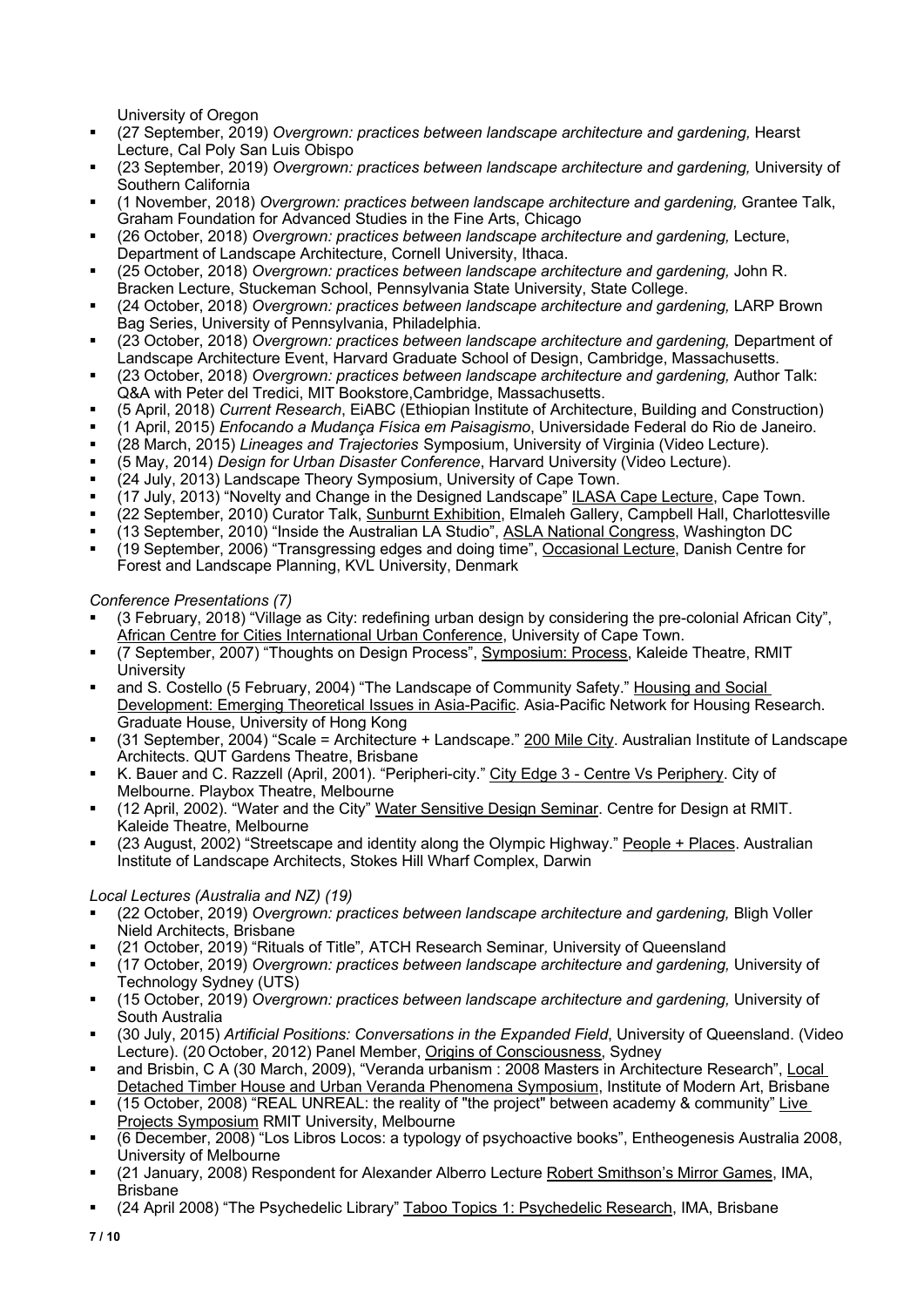University of Oregon

- (27 September, 2019) *Overgrown: practices between landscape architecture and gardening,* Hearst Lecture, Cal Poly San Luis Obispo
- (23 September, 2019) *Overgrown: practices between landscape architecture and gardening,* University of Southern California
- (1 November, 2018) *Overgrown: practices between landscape architecture and gardening,* Grantee Talk, Graham Foundation for Advanced Studies in the Fine Arts, Chicago
- (26 October, 2018) *Overgrown: practices between landscape architecture and gardening,* Lecture, Department of Landscape Architecture, Cornell University, Ithaca.
- (25 October, 2018) *Overgrown: practices between landscape architecture and gardening,* John R. Bracken Lecture, Stuckeman School, Pennsylvania State University, State College.
- (24 October, 2018) *Overgrown: practices between landscape architecture and gardening,* LARP Brown Bag Series, University of Pennsylvania, Philadelphia.
- (23 October, 2018) *Overgrown: practices between landscape architecture and gardening,* Department of Landscape Architecture Event, Harvard Graduate School of Design, Cambridge, Massachusetts.
- (23 October, 2018) *Overgrown: practices between landscape architecture and gardening,* Author Talk: Q&A with Peter del Tredici, MIT Bookstore,Cambridge, Massachusetts.
- (5 April, 2018) *Current Research*, EiABC (Ethiopian Institute of Architecture, Building and Construction)
- (1 April, 2015) *Enfocando a Mudança Física em Paisagismo*, Universidade Federal do Rio de Janeiro.
- (28 March, 2015) *Lineages and Trajectories* Symposium, University of Virginia (Video Lecture).
- (5 May, 2014) *Design for Urban Disaster Conference*, Harvard University (Video Lecture).
- (24 July, 2013) Landscape Theory Symposium, University of Cape Town.
- (17 July, 2013) "Novelty and Change in the Designed Landscape" ILASA Cape Lecture, Cape Town.
- (22 September, 2010) Curator Talk, Sunburnt Exhibition, Elmaleh Gallery, Campbell Hall, Charlottesville
- (13 September, 2010) "Inside the Australian LA Studio", ASLA National Congress, Washington DC
- (19 September, 2006) "Transgressing edges and doing time", Occasional Lecture, Danish Centre for Forest and Landscape Planning, KVL University, Denmark

*Conference Presentations (7)*

- (3 February, 2018) "Village as City: redefining urban design by considering the pre-colonial African City", African Centre for Cities International Urban Conference, University of Cape Town.
- (7 September, 2007) "Thoughts on Design Process", Symposium: Process, Kaleide Theatre, RMIT University
- and S. Costello (5 February, 2004) "The Landscape of Community Safety." Housing and Social Development: Emerging Theoretical Issues in Asia-Pacific. Asia-Pacific Network for Housing Research. Graduate House, University of Hong Kong
- (31 September, 2004) "Scale = Architecture + Landscape." 200 Mile City. Australian Institute of Landscape Architects. QUT Gardens Theatre, Brisbane
- K. Bauer and C. Razzell (April, 2001). "Peripheri-city." City Edge 3 - Centre Vs Periphery. City of Melbourne. Playbox Theatre, Melbourne
- (12 April, 2002). "Water and the City" Water Sensitive Design Seminar. Centre for Design at RMIT. Kaleide Theatre, Melbourne
- (23 August, 2002) "Streetscape and identity along the Olympic Highway." People + Places. Australian Institute of Landscape Architects, Stokes Hill Wharf Complex, Darwin

*Local Lectures (Australia and NZ) (19)*

- (22 October, 2019) *Overgrown: practices between landscape architecture and gardening,* Bligh Voller Nield Architects, Brisbane
- (21 October, 2019) "Rituals of Title", ATCH Research Seminar, University of Queensland
- (17 October, 2019) *Overgrown: practices between landscape architecture and gardening,* University of Technology Sydney (UTS)
- (15 October, 2019) *Overgrown: practices between landscape architecture and gardening,* University of South Australia
- (30 July, 2015) *Artificial Positions: Conversations in the Expanded Field*, University of Queensland. (Video Lecture). (20 October, 2012) Panel Member, Origins of Consciousness, Sydney
- and Brisbin, C A (30 March, 2009), "Veranda urbanism : 2008 Masters in Architecture Research", Local Detached Timber House and Urban Veranda Phenomena Symposium, Institute of Modern Art, Brisbane
- (15 October, 2008) "REAL UNREAL: the reality of "the project" between academy & community" Live Projects Symposium RMIT University, Melbourne
- (6 December, 2008) "Los Libros Locos: a typology of psychoactive books", Entheogenesis Australia 2008, University of Melbourne
- (21 January, 2008) Respondent for Alexander Alberro Lecture Robert Smithson's Mirror Games, IMA, Brisbane
- (24 April 2008) "The Psychedelic Library" Taboo Topics 1: Psychedelic Research, IMA, Brisbane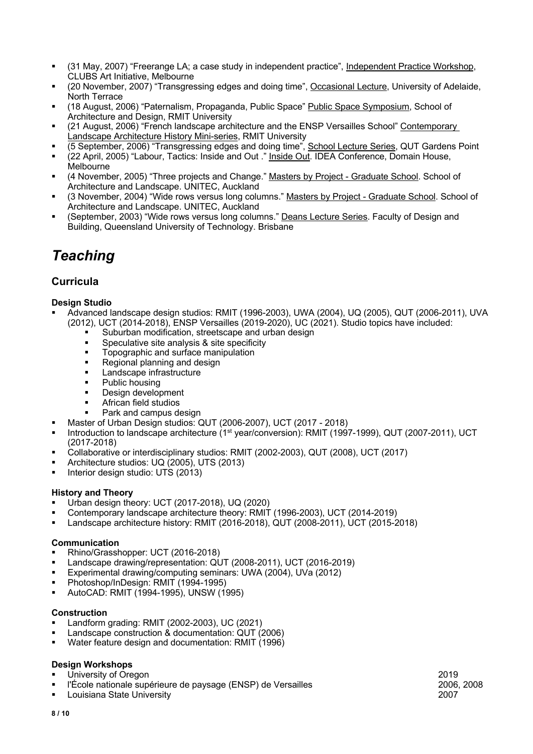- (31 May, 2007) "Freerange LA; a case study in independent practice", Independent Practice Workshop, CLUBS Art Initiative, Melbourne
- (20 November, 2007) "Transgressing edges and doing time", Occasional Lecture, University of Adelaide, North Terrace
- (18 August, 2006) "Paternalism, Propaganda, Public Space" Public Space Symposium, School of Architecture and Design, RMIT University
- (21 August, 2006) "French landscape architecture and the ENSP Versailles School" Contemporary Landscape Architecture History Mini-series, RMIT University
- (5 September, 2006) "Transgressing edges and doing time", School Lecture Series, QUT Gardens Point
- (22 April, 2005) "Labour, Tactics: Inside and Out ." Inside Out. IDEA Conference, Domain House, Melbourne
- (4 November, 2005) "Three projects and Change." Masters by Project - Graduate School. School of Architecture and Landscape. UNITEC, Auckland
- (3 November, 2004) "Wide rows versus long columns." Masters by Project - Graduate School. School of Architecture and Landscape. UNITEC, Auckland
- (September, 2003) "Wide rows versus long columns." Deans Lecture Series. Faculty of Design and Building, Queensland University of Technology. Brisbane

# *Teaching*

## Curricula

**Design Studio**

- Advanced landscape design studios: RMIT (1996-2003), UWA (2004), UQ (2005), QUT (2006-2011), UVA (2012), UCT (2014-2018), ENSP Versailles (2019-2020), UC (2021). Studio topics have included:
  - Suburban modification, streetscape and urban design
  - Speculative site analysis & site specificity
  - Topographic and surface manipulation
  - Regional planning and design
  - Landscape infrastructure
  - Public housing
  - Design development
  - African field studios
  - Park and campus design
- Master of Urban Design studios: QUT (2006-2007), UCT (2017 - 2018)
- Introduction to landscape architecture (1st year/conversion): RMIT (1997-1999), QUT (2007-2011), UCT (2017-2018)
- Collaborative or interdisciplinary studios: RMIT (2002-2003), QUT (2008), UCT (2017)
- Architecture studios: UQ (2005), UTS (2013)
- Interior design studio: UTS (2013)

**History and Theory**

- Urban design theory: UCT (2017-2018), UQ (2020)
- Contemporary landscape architecture theory: RMIT (1996-2003), UCT (2014-2019)
- Landscape architecture history: RMIT (2016-2018), QUT (2008-2011), UCT (2015-2018)

**Communication**

- Rhino/Grasshopper: UCT (2016-2018)
- Landscape drawing/representation: QUT (2008-2011), UCT (2016-2019)
- Experimental drawing/computing seminars: UWA (2004), UVa (2012)
- Photoshop/InDesign: RMIT (1994-1995)
- AutoCAD: RMIT (1994-1995), UNSW (1995)

**Construction**

- Landform grading: RMIT (2002-2003), UC (2021)
- Landscape construction & documentation: QUT (2006)
- Water feature design and documentation: RMIT (1996)

**Design Workshops**

- University of Oregon — 2019
- l'École nationale supérieure de paysage (ENSP) de Versailles — 2006, 2008
- Louisiana State University — 2007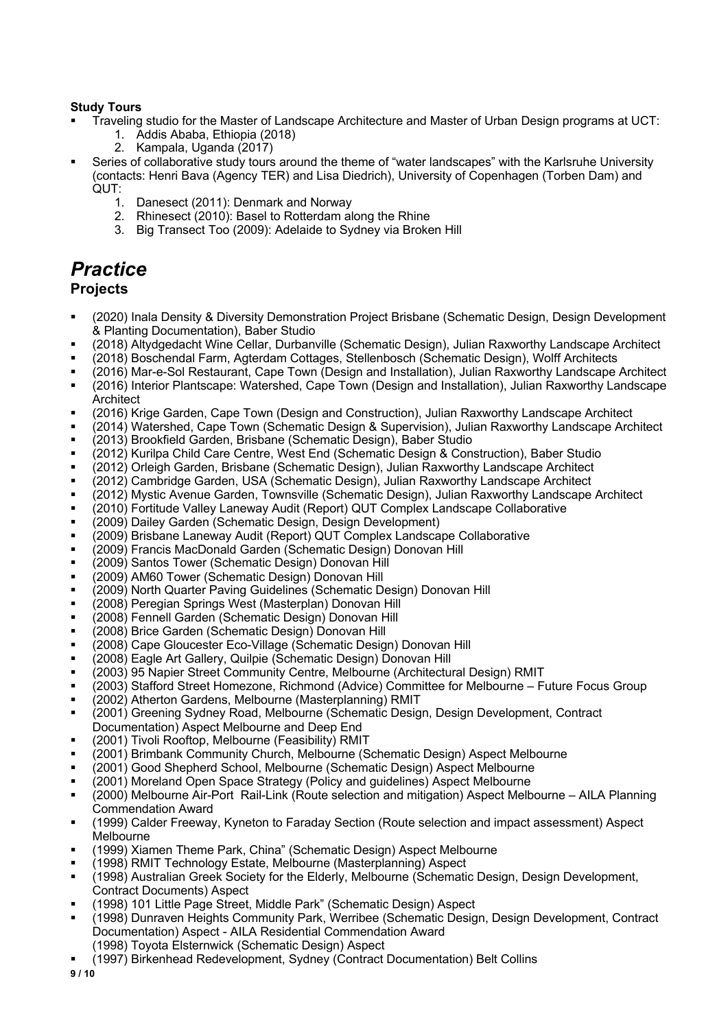**Study Tours**

- Traveling studio for the Master of Landscape Architecture and Master of Urban Design programs at UCT:
    1. Addis Ababa, Ethiopia (2018)
    2. Kampala, Uganda (2017)
- Series of collaborative study tours around the theme of "water landscapes" with the Karlsruhe University (contacts: Henri Bava (Agency TER) and Lisa Diedrich), University of Copenhagen (Torben Dam) and QUT:
    1. Danesect (2011): Denmark and Norway
    2. Rhinesect (2010): Basel to Rotterdam along the Rhine
    3. Big Transect Too (2009): Adelaide to Sydney via Broken Hill

# *Practice*

## Projects

- (2020) Inala Density & Diversity Demonstration Project Brisbane (Schematic Design, Design Development & Planting Documentation), Baber Studio
- (2018) Altydgedacht Wine Cellar, Durbanville (Schematic Design), Julian Raxworthy Landscape Architect
- (2018) Boschendal Farm, Agterdam Cottages, Stellenbosch (Schematic Design), Wolff Architects
- (2016) Mar-e-Sol Restaurant, Cape Town (Design and Installation), Julian Raxworthy Landscape Architect
- (2016) Interior Plantscape: Watershed, Cape Town (Design and Installation), Julian Raxworthy Landscape Architect
- (2016) Krige Garden, Cape Town (Design and Construction), Julian Raxworthy Landscape Architect
- (2014) Watershed, Cape Town (Schematic Design & Supervision), Julian Raxworthy Landscape Architect
- (2013) Brookfield Garden, Brisbane (Schematic Design), Baber Studio
- (2012) Kurilpa Child Care Centre, West End (Schematic Design & Construction), Baber Studio
- (2012) Orleigh Garden, Brisbane (Schematic Design), Julian Raxworthy Landscape Architect
- (2012) Cambridge Garden, USA (Schematic Design), Julian Raxworthy Landscape Architect
- (2012) Mystic Avenue Garden, Townsville (Schematic Design), Julian Raxworthy Landscape Architect
- (2010) Fortitude Valley Laneway Audit (Report) QUT Complex Landscape Collaborative
- (2009) Dailey Garden (Schematic Design, Design Development)
- (2009) Brisbane Laneway Audit (Report) QUT Complex Landscape Collaborative
- (2009) Francis MacDonald Garden (Schematic Design) Donovan Hill
- (2009) Santos Tower (Schematic Design) Donovan Hill
- (2009) AM60 Tower (Schematic Design) Donovan Hill
- (2009) North Quarter Paving Guidelines (Schematic Design) Donovan Hill
- (2008) Peregian Springs West (Masterplan) Donovan Hill
- (2008) Fennell Garden (Schematic Design) Donovan Hill
- (2008) Brice Garden (Schematic Design) Donovan Hill
- (2008) Cape Gloucester Eco-Village (Schematic Design) Donovan Hill
- (2008) Eagle Art Gallery, Quilpie (Schematic Design) Donovan Hill
- (2003) 95 Napier Street Community Centre, Melbourne (Architectural Design) RMIT
- (2003) Stafford Street Homezone, Richmond (Advice) Committee for Melbourne – Future Focus Group
- (2002) Atherton Gardens, Melbourne (Masterplanning) RMIT
- (2001) Greening Sydney Road, Melbourne (Schematic Design, Design Development, Contract Documentation) Aspect Melbourne and Deep End
- (2001) Tivoli Rooftop, Melbourne (Feasibility) RMIT
- (2001) Brimbank Community Church, Melbourne (Schematic Design) Aspect Melbourne
- (2001) Good Shepherd School, Melbourne (Schematic Design) Aspect Melbourne
- (2001) Moreland Open Space Strategy (Policy and guidelines) Aspect Melbourne
- (2000) Melbourne Air-Port Rail-Link (Route selection and mitigation) Aspect Melbourne – AILA Planning Commendation Award
- (1999) Calder Freeway, Kyneton to Faraday Section (Route selection and impact assessment) Aspect Melbourne
- (1999) Xiamen Theme Park, China" (Schematic Design) Aspect Melbourne
- (1998) RMIT Technology Estate, Melbourne (Masterplanning) Aspect
- (1998) Australian Greek Society for the Elderly, Melbourne (Schematic Design, Design Development, Contract Documents) Aspect
- (1998) 101 Little Page Street, Middle Park" (Schematic Design) Aspect
- (1998) Dunraven Heights Community Park, Werribee (Schematic Design, Design Development, Contract Documentation) Aspect - AILA Residential Commendation Award
  (1998) Toyota Elsternwick (Schematic Design) Aspect
- (1997) Birkenhead Redevelopment, Sydney (Contract Documentation) Belt Collins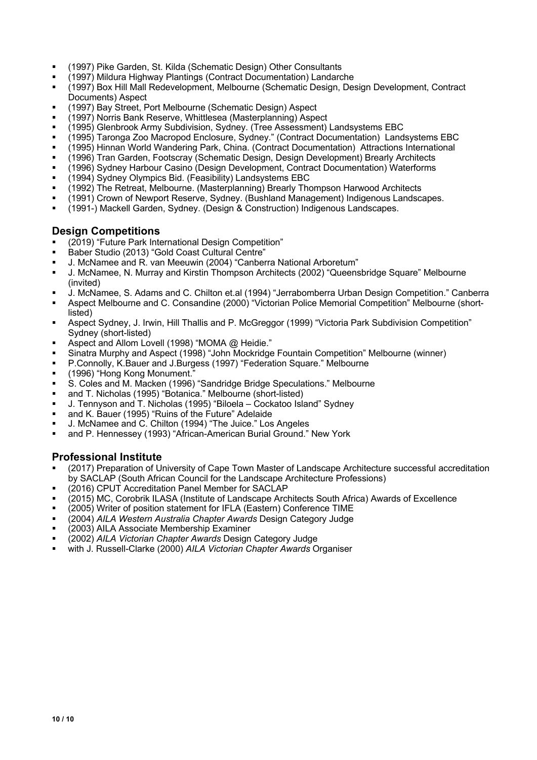- (1997) Pike Garden, St. Kilda (Schematic Design) Other Consultants
- (1997) Mildura Highway Plantings (Contract Documentation) Landarche
- (1997) Box Hill Mall Redevelopment, Melbourne (Schematic Design, Design Development, Contract Documents) Aspect
- (1997) Bay Street, Port Melbourne (Schematic Design) Aspect
- (1997) Norris Bank Reserve, Whittlesea (Masterplanning) Aspect
- (1995) Glenbrook Army Subdivision, Sydney. (Tree Assessment) Landsystems EBC
- (1995) Taronga Zoo Macropod Enclosure, Sydney." (Contract Documentation) Landsystems EBC
- (1995) Hinnan World Wandering Park, China. (Contract Documentation) Attractions International
- (1996) Tran Garden, Footscray (Schematic Design, Design Development) Brearly Architects
- (1996) Sydney Harbour Casino (Design Development, Contract Documentation) Waterforms
- (1994) Sydney Olympics Bid. (Feasibility) Landsystems EBC
- (1992) The Retreat, Melbourne. (Masterplanning) Brearly Thompson Harwood Architects
- (1991) Crown of Newport Reserve, Sydney. (Bushland Management) Indigenous Landscapes.
- (1991-) Mackell Garden, Sydney. (Design & Construction) Indigenous Landscapes.

## Design Competitions

- (2019) "Future Park International Design Competition"
- Baber Studio (2013) "Gold Coast Cultural Centre"
- J. McNamee and R. van Meeuwin (2004) "Canberra National Arboretum"
- J. McNamee, N. Murray and Kirstin Thompson Architects (2002) "Queensbridge Square" Melbourne (invited)
- J. McNamee, S. Adams and C. Chilton et.al (1994) "Jerrabomberra Urban Design Competition." Canberra
- Aspect Melbourne and C. Consandine (2000) "Victorian Police Memorial Competition" Melbourne (short-listed)
- Aspect Sydney, J. Irwin, Hill Thallis and P. McGreggor (1999) "Victoria Park Subdivision Competition" Sydney (short-listed)
- Aspect and Allom Lovell (1998) "MOMA @ Heidie."
- Sinatra Murphy and Aspect (1998) "John Mockridge Fountain Competition" Melbourne (winner)
- P.Connolly, K.Bauer and J.Burgess (1997) "Federation Square." Melbourne
- (1996) "Hong Kong Monument."
- S. Coles and M. Macken (1996) "Sandridge Bridge Speculations." Melbourne
- and T. Nicholas (1995) "Botanica." Melbourne (short-listed)
- J. Tennyson and T. Nicholas (1995) "Biloela – Cockatoo Island" Sydney
- and K. Bauer (1995) "Ruins of the Future" Adelaide
- J. McNamee and C. Chilton (1994) "The Juice." Los Angeles
- and P. Hennessey (1993) "African-American Burial Ground." New York

## Professional Institute

- (2017) Preparation of University of Cape Town Master of Landscape Architecture successful accreditation by SACLAP (South African Council for the Landscape Architecture Professions)
- (2016) CPUT Accreditation Panel Member for SACLAP
- (2015) MC, Corobrik ILASA (Institute of Landscape Architects South Africa) Awards of Excellence
- (2005) Writer of position statement for IFLA (Eastern) Conference TIME
- (2004) *AILA Western Australia Chapter Awards* Design Category Judge
- (2003) AILA Associate Membership Examiner
- (2002) *AILA Victorian Chapter Awards* Design Category Judge
- with J. Russell-Clarke (2000) *AILA Victorian Chapter Awards* Organiser